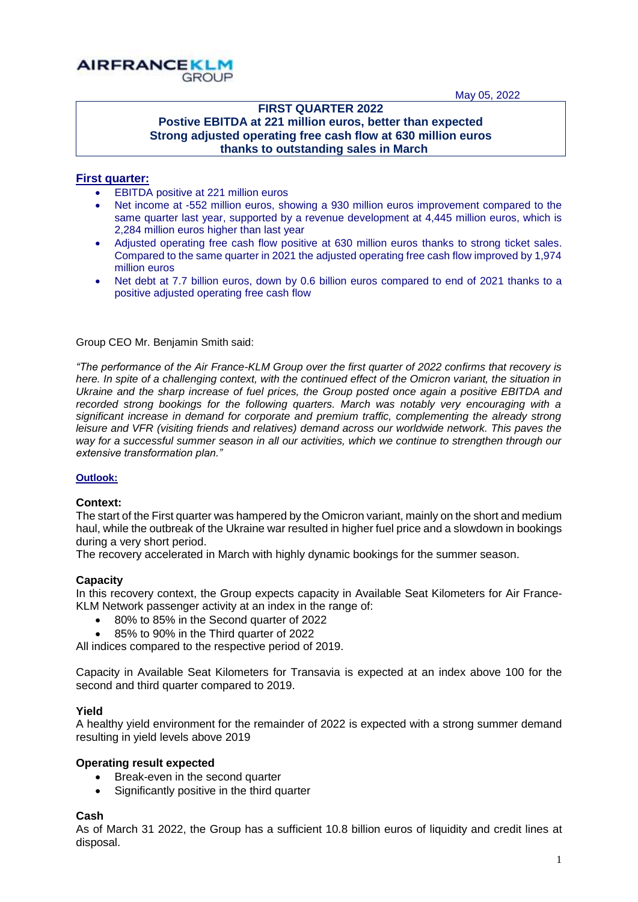AIRFRANCEKLM GROUP

May 05, 2022

**FIRST QUARTER 2022**
**Postive EBITDA at 221 million euros, better than expected**
**Strong adjusted operating free cash flow at 630 million euros thanks to outstanding sales in March**

## First quarter:

- EBITDA positive at 221 million euros
- Net income at -552 million euros, showing a 930 million euros improvement compared to the same quarter last year, supported by a revenue development at 4,445 million euros, which is 2,284 million euros higher than last year
- Adjusted operating free cash flow positive at 630 million euros thanks to strong ticket sales. Compared to the same quarter in 2021 the adjusted operating free cash flow improved by 1,974 million euros
- Net debt at 7.7 billion euros, down by 0.6 billion euros compared to end of 2021 thanks to a positive adjusted operating free cash flow

Group CEO Mr. Benjamin Smith said:

*"The performance of the Air France-KLM Group over the first quarter of 2022 confirms that recovery is here. In spite of a challenging context, with the continued effect of the Omicron variant, the situation in Ukraine and the sharp increase of fuel prices, the Group posted once again a positive EBITDA and recorded strong bookings for the following quarters. March was notably very encouraging with a significant increase in demand for corporate and premium traffic, complementing the already strong leisure and VFR (visiting friends and relatives) demand across our worldwide network. This paves the way for a successful summer season in all our activities, which we continue to strengthen through our extensive transformation plan."*

## Outlook:

**Context:**
The start of the First quarter was hampered by the Omicron variant, mainly on the short and medium haul, while the outbreak of the Ukraine war resulted in higher fuel price and a slowdown in bookings during a very short period.
The recovery accelerated in March with highly dynamic bookings for the summer season.

**Capacity**
In this recovery context, the Group expects capacity in Available Seat Kilometers for Air France-KLM Network passenger activity at an index in the range of:

- 80% to 85% in the Second quarter of 2022
- 85% to 90% in the Third quarter of 2022

All indices compared to the respective period of 2019.

Capacity in Available Seat Kilometers for Transavia is expected at an index above 100 for the second and third quarter compared to 2019.

**Yield**
A healthy yield environment for the remainder of 2022 is expected with a strong summer demand resulting in yield levels above 2019

**Operating result expected**

- Break-even in the second quarter
- Significantly positive in the third quarter

**Cash**
As of March 31 2022, the Group has a sufficient 10.8 billion euros of liquidity and credit lines at disposal.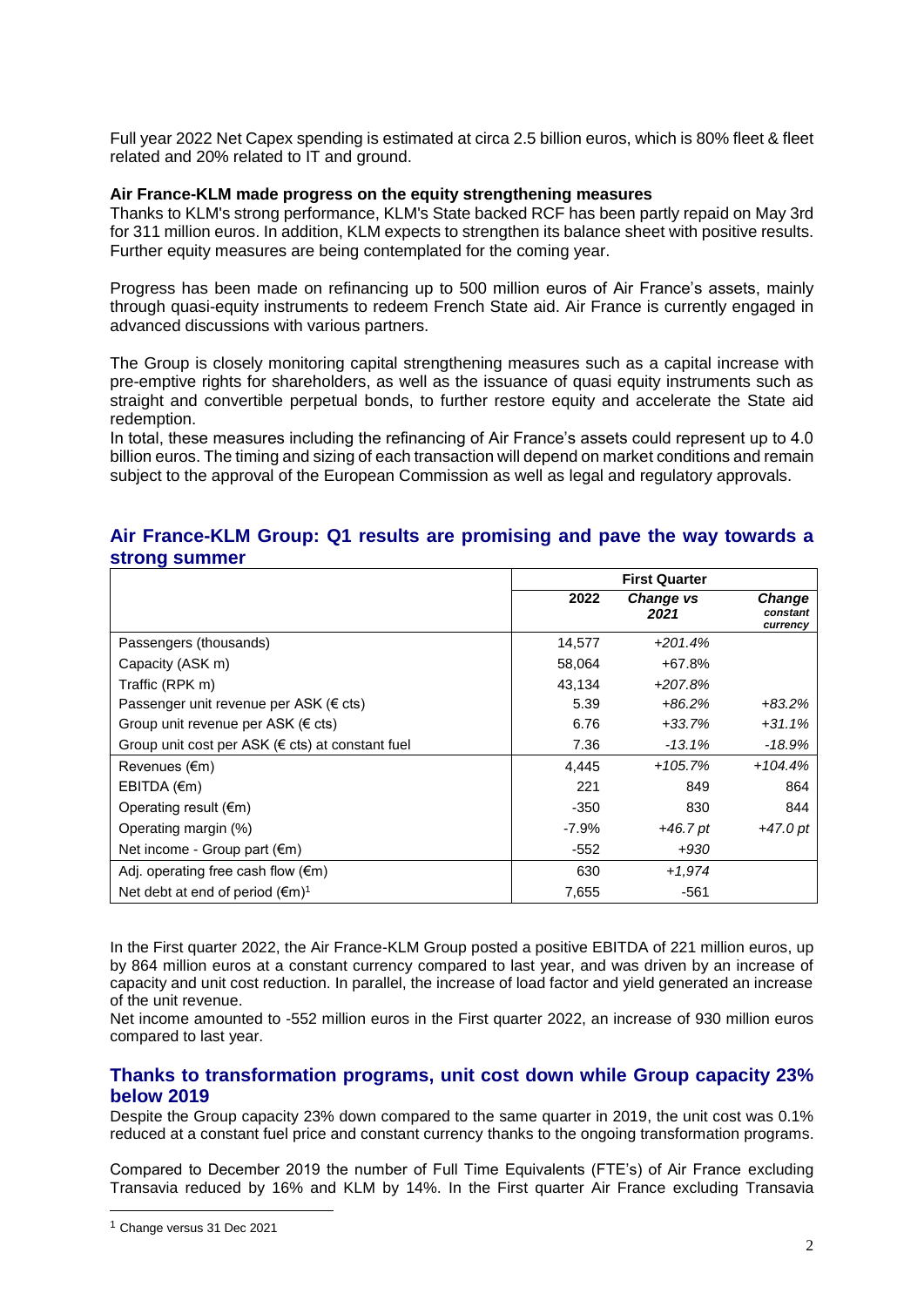Full year 2022 Net Capex spending is estimated at circa 2.5 billion euros, which is 80% fleet & fleet related and 20% related to IT and ground.

**Air France-KLM made progress on the equity strengthening measures**

Thanks to KLM's strong performance, KLM's State backed RCF has been partly repaid on May 3rd for 311 million euros. In addition, KLM expects to strengthen its balance sheet with positive results. Further equity measures are being contemplated for the coming year.

Progress has been made on refinancing up to 500 million euros of Air France's assets, mainly through quasi-equity instruments to redeem French State aid. Air France is currently engaged in advanced discussions with various partners.

The Group is closely monitoring capital strengthening measures such as a capital increase with pre-emptive rights for shareholders, as well as the issuance of quasi equity instruments such as straight and convertible perpetual bonds, to further restore equity and accelerate the State aid redemption.

In total, these measures including the refinancing of Air France's assets could represent up to 4.0 billion euros. The timing and sizing of each transaction will depend on market conditions and remain subject to the approval of the European Commission as well as legal and regulatory approvals.

## Air France-KLM Group: Q1 results are promising and pave the way towards a strong summer

| | First Quarter | | |
|---|---|---|---|
| | **2022** | ***Change vs 2021*** | ***Change constant currency*** |
| Passengers (thousands) | 14,577 | *+201.4%* | |
| Capacity (ASK m) | 58,064 | +67.8% | |
| Traffic (RPK m) | 43,134 | *+207.8%* | |
| Passenger unit revenue per ASK (€ cts) | 5.39 | *+86.2%* | *+83.2%* |
| Group unit revenue per ASK (€ cts) | 6.76 | *+33.7%* | *+31.1%* |
| Group unit cost per ASK (€ cts) at constant fuel | 7.36 | *-13.1%* | *-18.9%* |
| Revenues (€m) | 4,445 | *+105.7%* | *+104.4%* |
| EBITDA (€m) | 221 | 849 | 864 |
| Operating result (€m) | -350 | 830 | 844 |
| Operating margin (%) | -7.9% | *+46.7 pt* | *+47.0 pt* |
| Net income - Group part (€m) | -552 | *+930* | |
| Adj. operating free cash flow (€m) | 630 | *+1,974* | |
| Net debt at end of period (€m)[1] | 7,655 | -561 | |

In the First quarter 2022, the Air France-KLM Group posted a positive EBITDA of 221 million euros, up by 864 million euros at a constant currency compared to last year, and was driven by an increase of capacity and unit cost reduction. In parallel, the increase of load factor and yield generated an increase of the unit revenue.

Net income amounted to -552 million euros in the First quarter 2022, an increase of 930 million euros compared to last year.

## Thanks to transformation programs, unit cost down while Group capacity 23% below 2019

Despite the Group capacity 23% down compared to the same quarter in 2019, the unit cost was 0.1% reduced at a constant fuel price and constant currency thanks to the ongoing transformation programs.

Compared to December 2019 the number of Full Time Equivalents (FTE's) of Air France excluding Transavia reduced by 16% and KLM by 14%. In the First quarter Air France excluding Transavia

[1] Change versus 31 Dec 2021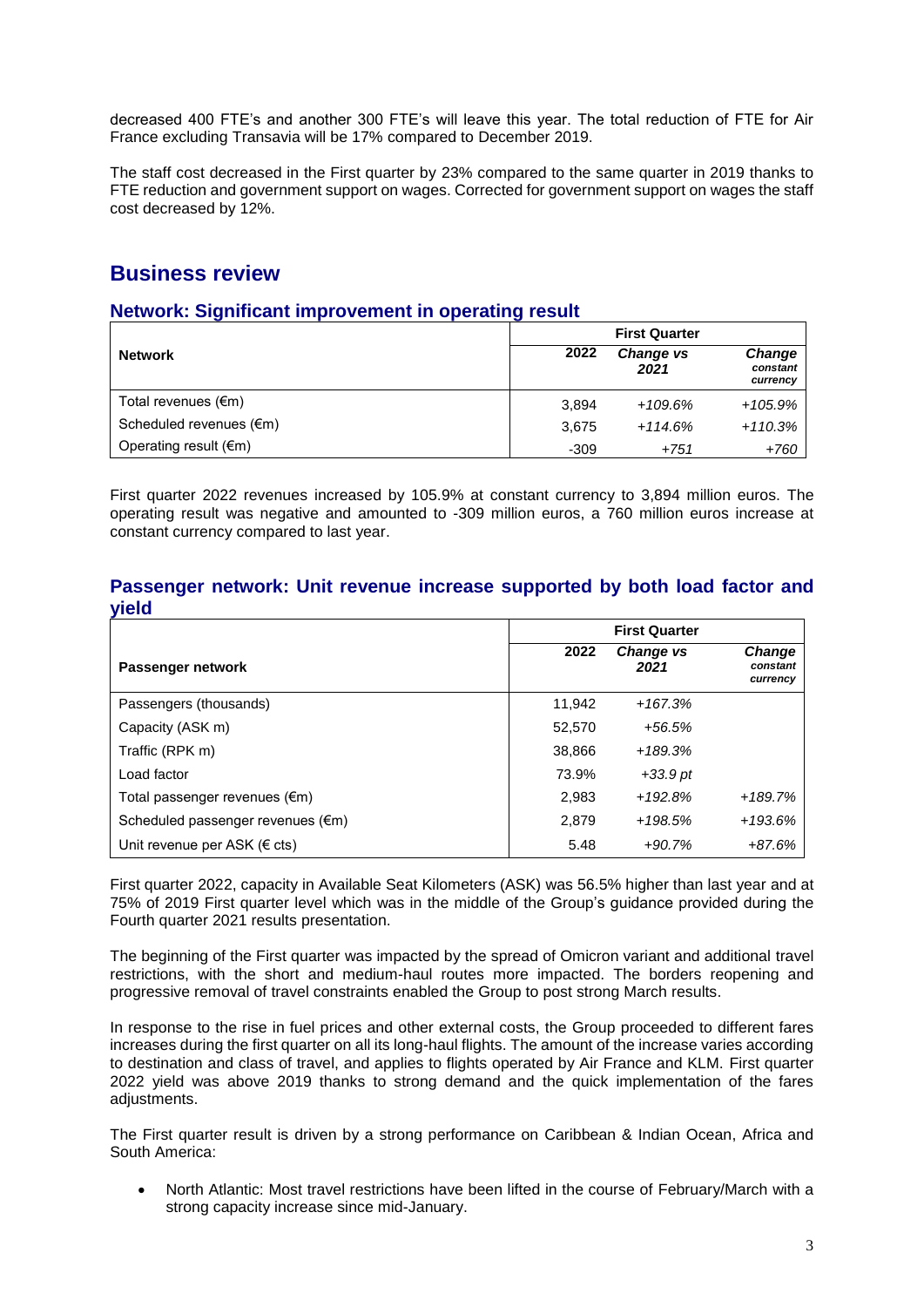decreased 400 FTE's and another 300 FTE's will leave this year. The total reduction of FTE for Air France excluding Transavia will be 17% compared to December 2019.

The staff cost decreased in the First quarter by 23% compared to the same quarter in 2019 thanks to FTE reduction and government support on wages. Corrected for government support on wages the staff cost decreased by 12%.

## Business review

### Network: Significant improvement in operating result

| Network | First Quarter | | |
|---|---|---|---|
| | **2022** | ***Change vs 2021*** | ***Change constant currency*** |
| Total revenues (€m) | 3,894 | *+109.6%* | *+105.9%* |
| Scheduled revenues (€m) | 3,675 | *+114.6%* | *+110.3%* |
| Operating result (€m) | -309 | *+751* | *+760* |

First quarter 2022 revenues increased by 105.9% at constant currency to 3,894 million euros. The operating result was negative and amounted to -309 million euros, a 760 million euros increase at constant currency compared to last year.

### Passenger network: Unit revenue increase supported by both load factor and yield

| Passenger network | First Quarter | | |
|---|---|---|---|
| | **2022** | ***Change vs 2021*** | ***Change constant currency*** |
| Passengers (thousands) | 11,942 | *+167.3%* | |
| Capacity (ASK m) | 52,570 | *+56.5%* | |
| Traffic (RPK m) | 38,866 | *+189.3%* | |
| Load factor | 73.9% | *+33.9 pt* | |
| Total passenger revenues (€m) | 2,983 | *+192.8%* | *+189.7%* |
| Scheduled passenger revenues (€m) | 2,879 | *+198.5%* | *+193.6%* |
| Unit revenue per ASK (€ cts) | 5.48 | *+90.7%* | *+87.6%* |

First quarter 2022, capacity in Available Seat Kilometers (ASK) was 56.5% higher than last year and at 75% of 2019 First quarter level which was in the middle of the Group's guidance provided during the Fourth quarter 2021 results presentation.

The beginning of the First quarter was impacted by the spread of Omicron variant and additional travel restrictions, with the short and medium-haul routes more impacted. The borders reopening and progressive removal of travel constraints enabled the Group to post strong March results.

In response to the rise in fuel prices and other external costs, the Group proceeded to different fares increases during the first quarter on all its long-haul flights. The amount of the increase varies according to destination and class of travel, and applies to flights operated by Air France and KLM. First quarter 2022 yield was above 2019 thanks to strong demand and the quick implementation of the fares adjustments.

The First quarter result is driven by a strong performance on Caribbean & Indian Ocean, Africa and South America:

- North Atlantic: Most travel restrictions have been lifted in the course of February/March with a strong capacity increase since mid-January.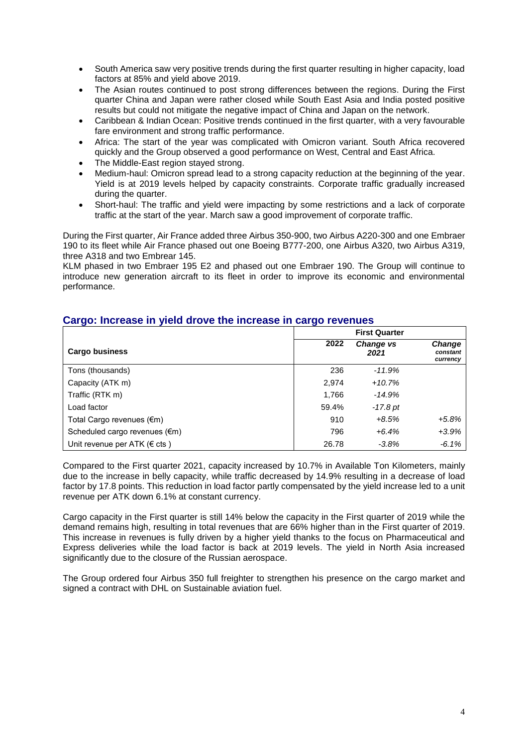- South America saw very positive trends during the first quarter resulting in higher capacity, load factors at 85% and yield above 2019.
- The Asian routes continued to post strong differences between the regions. During the First quarter China and Japan were rather closed while South East Asia and India posted positive results but could not mitigate the negative impact of China and Japan on the network.
- Caribbean & Indian Ocean: Positive trends continued in the first quarter, with a very favourable fare environment and strong traffic performance.
- Africa: The start of the year was complicated with Omicron variant. South Africa recovered quickly and the Group observed a good performance on West, Central and East Africa.
- The Middle-East region stayed strong.
- Medium-haul: Omicron spread lead to a strong capacity reduction at the beginning of the year. Yield is at 2019 levels helped by capacity constraints. Corporate traffic gradually increased during the quarter.
- Short-haul: The traffic and yield were impacting by some restrictions and a lack of corporate traffic at the start of the year. March saw a good improvement of corporate traffic.

During the First quarter, Air France added three Airbus 350-900, two Airbus A220-300 and one Embraer 190 to its fleet while Air France phased out one Boeing B777-200, one Airbus A320, two Airbus A319, three A318 and two Embrear 145.

KLM phased in two Embraer 195 E2 and phased out one Embraer 190. The Group will continue to introduce new generation aircraft to its fleet in order to improve its economic and environmental performance.

## Cargo: Increase in yield drove the increase in cargo revenues

| | First Quarter | | |
|---|---|---|---|
| **Cargo business** | **2022** | ***Change vs 2021*** | ***Change constant currency*** |
| Tons (thousands) | 236 | *-11.9%* | |
| Capacity (ATK m) | 2,974 | *+10.7%* | |
| Traffic (RTK m) | 1,766 | *-14.9%* | |
| Load factor | 59.4% | *-17.8 pt* | |
| Total Cargo revenues (€m) | 910 | *+8.5%* | *+5.8%* |
| Scheduled cargo revenues (€m) | 796 | *+6.4%* | *+3.9%* |
| Unit revenue per ATK (€ cts ) | 26.78 | *-3.8%* | *-6.1%* |

Compared to the First quarter 2021, capacity increased by 10.7% in Available Ton Kilometers, mainly due to the increase in belly capacity, while traffic decreased by 14.9% resulting in a decrease of load factor by 17.8 points. This reduction in load factor partly compensated by the yield increase led to a unit revenue per ATK down 6.1% at constant currency.

Cargo capacity in the First quarter is still 14% below the capacity in the First quarter of 2019 while the demand remains high, resulting in total revenues that are 66% higher than in the First quarter of 2019. This increase in revenues is fully driven by a higher yield thanks to the focus on Pharmaceutical and Express deliveries while the load factor is back at 2019 levels. The yield in North Asia increased significantly due to the closure of the Russian aerospace.

The Group ordered four Airbus 350 full freighter to strengthen his presence on the cargo market and signed a contract with DHL on Sustainable aviation fuel.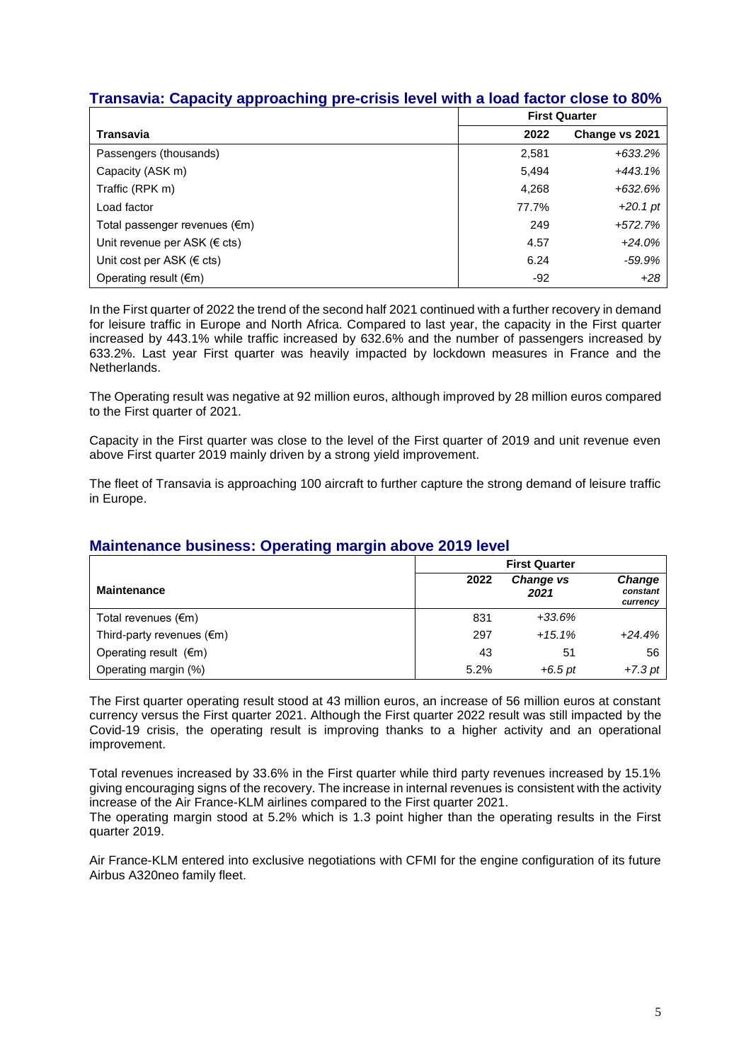## Transavia: Capacity approaching pre-crisis level with a load factor close to 80%

| Transavia | First Quarter | |
|---|---|---|
| | 2022 | Change vs 2021 |
| Passengers (thousands) | 2,581 | *+633.2%* |
| Capacity (ASK m) | 5,494 | *+443.1%* |
| Traffic (RPK m) | 4,268 | *+632.6%* |
| Load factor | 77.7% | *+20.1 pt* |
| Total passenger revenues (€m) | 249 | *+572.7%* |
| Unit revenue per ASK (€ cts) | 4.57 | *+24.0%* |
| Unit cost per ASK (€ cts) | 6.24 | *-59.9%* |
| Operating result (€m) | -92 | *+28* |

In the First quarter of 2022 the trend of the second half 2021 continued with a further recovery in demand for leisure traffic in Europe and North Africa. Compared to last year, the capacity in the First quarter increased by 443.1% while traffic increased by 632.6% and the number of passengers increased by 633.2%. Last year First quarter was heavily impacted by lockdown measures in France and the Netherlands.

The Operating result was negative at 92 million euros, although improved by 28 million euros compared to the First quarter of 2021.

Capacity in the First quarter was close to the level of the First quarter of 2019 and unit revenue even above First quarter 2019 mainly driven by a strong yield improvement.

The fleet of Transavia is approaching 100 aircraft to further capture the strong demand of leisure traffic in Europe.

## Maintenance business: Operating margin above 2019 level

| Maintenance | First Quarter | | |
|---|---|---|---|
| | 2022 | *Change vs 2021* | *Change constant currency* |
| Total revenues (€m) | 831 | *+33.6%* | |
| Third-party revenues (€m) | 297 | *+15.1%* | *+24.4%* |
| Operating result (€m) | 43 | 51 | 56 |
| Operating margin (%) | 5.2% | *+6.5 pt* | *+7.3 pt* |

The First quarter operating result stood at 43 million euros, an increase of 56 million euros at constant currency versus the First quarter 2021. Although the First quarter 2022 result was still impacted by the Covid-19 crisis, the operating result is improving thanks to a higher activity and an operational improvement.

Total revenues increased by 33.6% in the First quarter while third party revenues increased by 15.1% giving encouraging signs of the recovery. The increase in internal revenues is consistent with the activity increase of the Air France-KLM airlines compared to the First quarter 2021.
The operating margin stood at 5.2% which is 1.3 point higher than the operating results in the First quarter 2019.

Air France-KLM entered into exclusive negotiations with CFMI for the engine configuration of its future Airbus A320neo family fleet.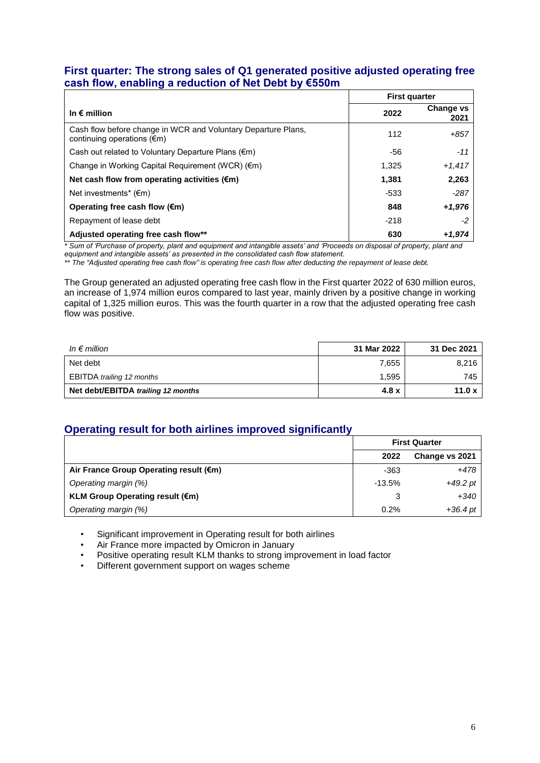## First quarter: The strong sales of Q1 generated positive adjusted operating free cash flow, enabling a reduction of Net Debt by €550m

| In € million | First quarter | |
|---|---|---|
| | **2022** | **Change vs 2021** |
| Cash flow before change in WCR and Voluntary Departure Plans, continuing operations (€m) | 112 | *+857* |
| Cash out related to Voluntary Departure Plans (€m) | -56 | *-11* |
| Change in Working Capital Requirement (WCR) (€m) | 1,325 | *+1,417* |
| **Net cash flow from operating activities (€m)** | **1,381** | **2,263** |
| Net investments* (€m) | -533 | *-287* |
| **Operating free cash flow (€m)** | **848** | ***+1,976*** |
| Repayment of lease debt | -218 | *-2* |
| **Adjusted operating free cash flow**** | **630** | ***+1,974*** |

*\* Sum of 'Purchase of property, plant and equipment and intangible assets' and 'Proceeds on disposal of property, plant and equipment and intangible assets' as presented in the consolidated cash flow statement.*
*\*\* The "Adjusted operating free cash flow" is operating free cash flow after deducting the repayment of lease debt.*

The Group generated an adjusted operating free cash flow in the First quarter 2022 of 630 million euros, an increase of 1,974 million euros compared to last year, mainly driven by a positive change in working capital of 1,325 million euros. This was the fourth quarter in a row that the adjusted operating free cash flow was positive.

| *In € million* | **31 Mar 2022** | **31 Dec 2021** |
|---|---|---|
| Net debt | 7,655 | 8,216 |
| EBITDA *trailing 12 months* | 1,595 | 745 |
| **Net debt/EBITDA *trailing 12 months*** | **4.8 x** | **11.0 x** |

## Operating result for both airlines improved significantly

| | First Quarter | |
|---|---|---|
| | **2022** | **Change vs 2021** |
| **Air France Group Operating result (€m)** | -363 | *+478* |
| *Operating margin (%)* | -13.5% | *+49.2 pt* |
| **KLM Group Operating result (€m)** | 3 | *+340* |
| *Operating margin (%)* | 0.2% | *+36.4 pt* |

- Significant improvement in Operating result for both airlines
- Air France more impacted by Omicron in January
- Positive operating result KLM thanks to strong improvement in load factor
- Different government support on wages scheme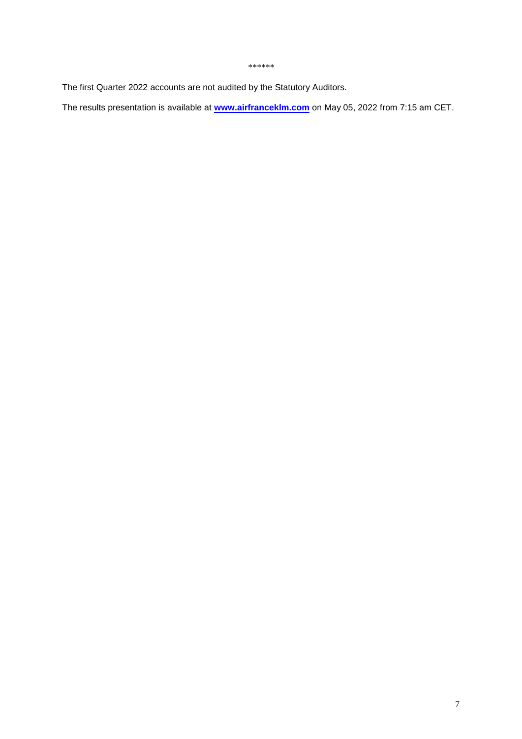******

The first Quarter 2022 accounts are not audited by the Statutory Auditors.

The results presentation is available at **[www.airfranceklm.com](http://www.airfranceklm.com)** on May 05, 2022 from 7:15 am CET.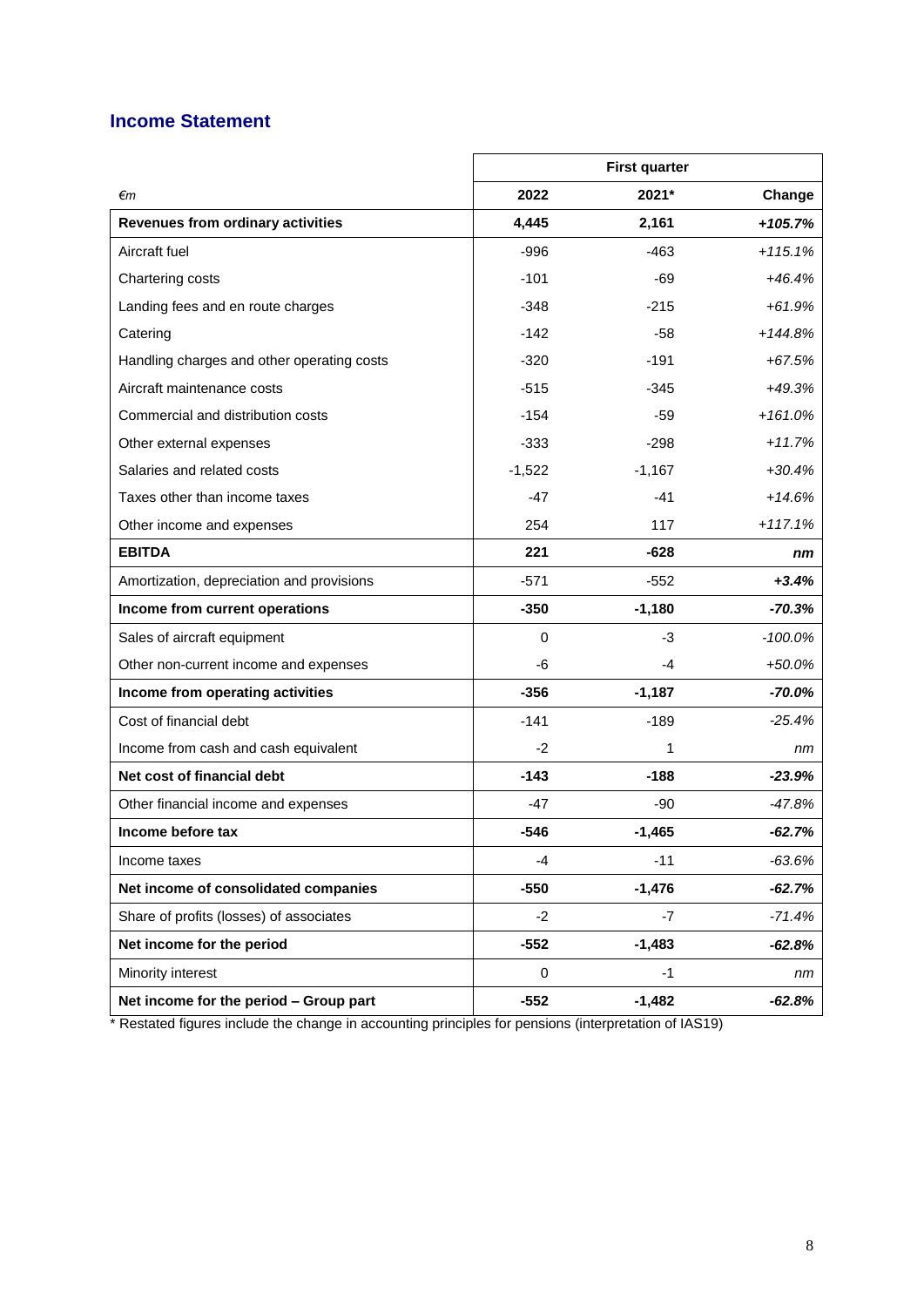## Income Statement

| *€m* | First quarter | | |
|---|---|---|---|
| | 2022 | 2021* | Change |
| **Revenues from ordinary activities** | **4,445** | **2,161** | ***+105.7%*** |
| Aircraft fuel | -996 | -463 | *+115.1%* |
| Chartering costs | -101 | -69 | *+46.4%* |
| Landing fees and en route charges | -348 | -215 | *+61.9%* |
| Catering | -142 | -58 | *+144.8%* |
| Handling charges and other operating costs | -320 | -191 | *+67.5%* |
| Aircraft maintenance costs | -515 | -345 | *+49.3%* |
| Commercial and distribution costs | -154 | -59 | *+161.0%* |
| Other external expenses | -333 | -298 | *+11.7%* |
| Salaries and related costs | -1,522 | -1,167 | *+30.4%* |
| Taxes other than income taxes | -47 | -41 | *+14.6%* |
| Other income and expenses | 254 | 117 | *+117.1%* |
| **EBITDA** | **221** | **-628** | ***nm*** |
| Amortization, depreciation and provisions | -571 | -552 | ***+3.4%*** |
| **Income from current operations** | **-350** | **-1,180** | ***-70.3%*** |
| Sales of aircraft equipment | 0 | -3 | *-100.0%* |
| Other non-current income and expenses | -6 | -4 | *+50.0%* |
| **Income from operating activities** | **-356** | **-1,187** | ***-70.0%*** |
| Cost of financial debt | -141 | -189 | *-25.4%* |
| Income from cash and cash equivalent | -2 | 1 | *nm* |
| **Net cost of financial debt** | **-143** | **-188** | ***-23.9%*** |
| Other financial income and expenses | -47 | -90 | *-47.8%* |
| **Income before tax** | **-546** | **-1,465** | ***-62.7%*** |
| Income taxes | -4 | -11 | *-63.6%* |
| **Net income of consolidated companies** | **-550** | **-1,476** | ***-62.7%*** |
| Share of profits (losses) of associates | -2 | -7 | *-71.4%* |
| **Net income for the period** | **-552** | **-1,483** | ***-62.8%*** |
| Minority interest | 0 | -1 | *nm* |
| **Net income for the period – Group part** | **-552** | **-1,482** | ***-62.8%*** |

* Restated figures include the change in accounting principles for pensions (interpretation of IAS19)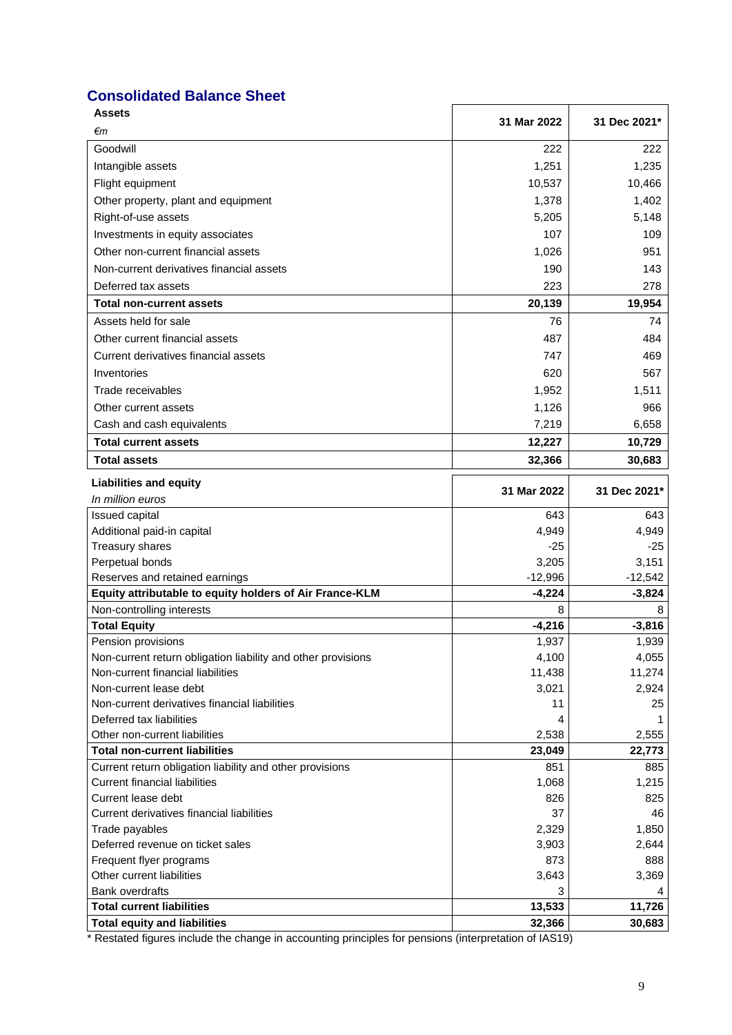## Consolidated Balance Sheet

| **Assets**<br>*€m* | **31 Mar 2022** | **31 Dec 2021*** |
|---|---|---|
| Goodwill | 222 | 222 |
| Intangible assets | 1,251 | 1,235 |
| Flight equipment | 10,537 | 10,466 |
| Other property, plant and equipment | 1,378 | 1,402 |
| Right-of-use assets | 5,205 | 5,148 |
| Investments in equity associates | 107 | 109 |
| Other non-current financial assets | 1,026 | 951 |
| Non-current derivatives financial assets | 190 | 143 |
| Deferred tax assets | 223 | 278 |
| **Total non-current assets** | **20,139** | **19,954** |
| Assets held for sale | 76 | 74 |
| Other current financial assets | 487 | 484 |
| Current derivatives financial assets | 747 | 469 |
| Inventories | 620 | 567 |
| Trade receivables | 1,952 | 1,511 |
| Other current assets | 1,126 | 966 |
| Cash and cash equivalents | 7,219 | 6,658 |
| **Total current assets** | **12,227** | **10,729** |
| **Total assets** | **32,366** | **30,683** |

| **Liabilities and equity**<br>*In million euros* | **31 Mar 2022** | **31 Dec 2021*** |
|---|---|---|
| Issued capital | 643 | 643 |
| Additional paid-in capital | 4,949 | 4,949 |
| Treasury shares | -25 | -25 |
| Perpetual bonds | 3,205 | 3,151 |
| Reserves and retained earnings | -12,996 | -12,542 |
| **Equity attributable to equity holders of Air France-KLM** | **-4,224** | **-3,824** |
| Non-controlling interests | 8 | 8 |
| **Total Equity** | **-4,216** | **-3,816** |
| Pension provisions | 1,937 | 1,939 |
| Non-current return obligation liability and other provisions | 4,100 | 4,055 |
| Non-current financial liabilities | 11,438 | 11,274 |
| Non-current lease debt | 3,021 | 2,924 |
| Non-current derivatives financial liabilities | 11 | 25 |
| Deferred tax liabilities | 4 | 1 |
| Other non-current liabilities | 2,538 | 2,555 |
| **Total non-current liabilities** | **23,049** | **22,773** |
| Current return obligation liability and other provisions | 851 | 885 |
| Current financial liabilities | 1,068 | 1,215 |
| Current lease debt | 826 | 825 |
| Current derivatives financial liabilities | 37 | 46 |
| Trade payables | 2,329 | 1,850 |
| Deferred revenue on ticket sales | 3,903 | 2,644 |
| Frequent flyer programs | 873 | 888 |
| Other current liabilities | 3,643 | 3,369 |
| Bank overdrafts | 3 | 4 |
| **Total current liabilities** | **13,533** | **11,726** |
| **Total equity and liabilities** | **32,366** | **30,683** |

* Restated figures include the change in accounting principles for pensions (interpretation of IAS19)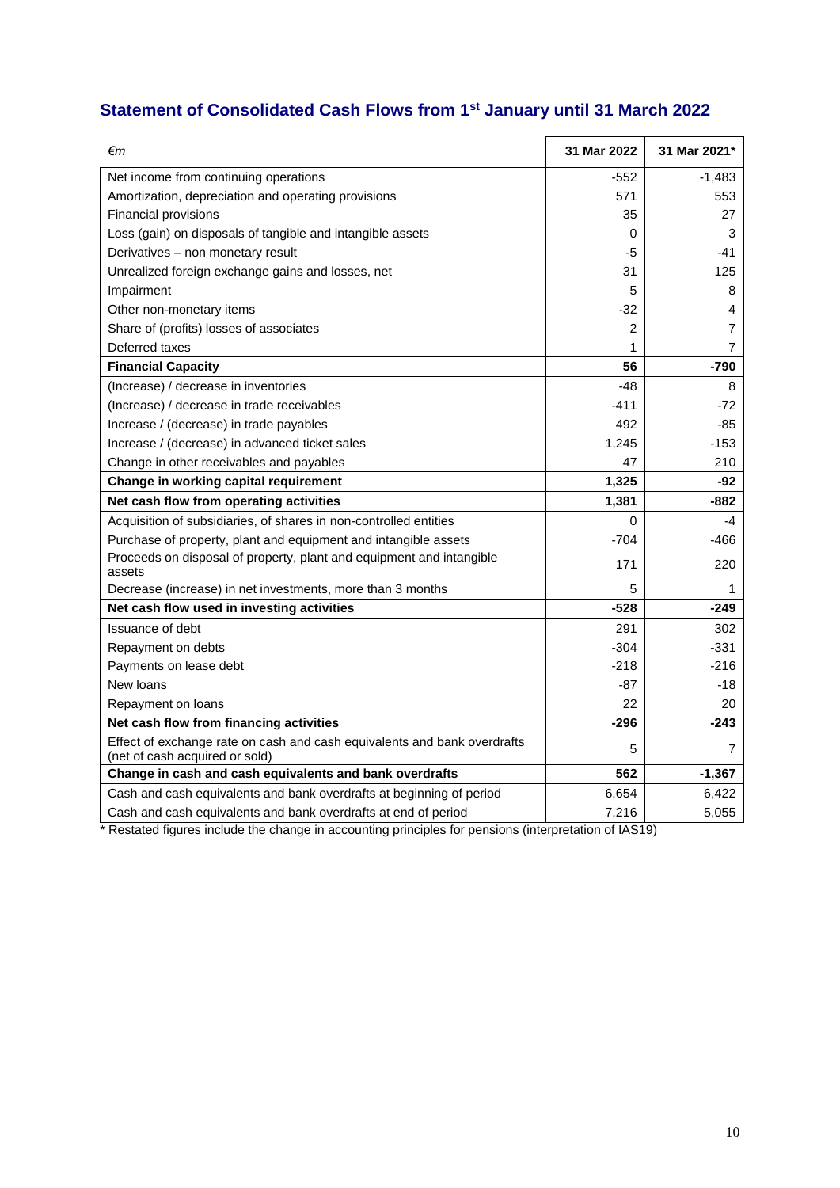## Statement of Consolidated Cash Flows from 1st January until 31 March 2022

| *€m* | 31 Mar 2022 | 31 Mar 2021* |
|---|---|---|
| Net income from continuing operations | -552 | -1,483 |
| Amortization, depreciation and operating provisions | 571 | 553 |
| Financial provisions | 35 | 27 |
| Loss (gain) on disposals of tangible and intangible assets | 0 | 3 |
| Derivatives – non monetary result | -5 | -41 |
| Unrealized foreign exchange gains and losses, net | 31 | 125 |
| Impairment | 5 | 8 |
| Other non-monetary items | -32 | 4 |
| Share of (profits) losses of associates | 2 | 7 |
| Deferred taxes | 1 | 7 |
| **Financial Capacity** | **56** | **-790** |
| (Increase) / decrease in inventories | -48 | 8 |
| (Increase) / decrease in trade receivables | -411 | -72 |
| Increase / (decrease) in trade payables | 492 | -85 |
| Increase / (decrease) in advanced ticket sales | 1,245 | -153 |
| Change in other receivables and payables | 47 | 210 |
| **Change in working capital requirement** | **1,325** | **-92** |
| **Net cash flow from operating activities** | **1,381** | **-882** |
| Acquisition of subsidiaries, of shares in non-controlled entities | 0 | -4 |
| Purchase of property, plant and equipment and intangible assets | -704 | -466 |
| Proceeds on disposal of property, plant and equipment and intangible assets | 171 | 220 |
| Decrease (increase) in net investments, more than 3 months | 5 | 1 |
| **Net cash flow used in investing activities** | **-528** | **-249** |
| Issuance of debt | 291 | 302 |
| Repayment on debts | -304 | -331 |
| Payments on lease debt | -218 | -216 |
| New loans | -87 | -18 |
| Repayment on loans | 22 | 20 |
| **Net cash flow from financing activities** | **-296** | **-243** |
| Effect of exchange rate on cash and cash equivalents and bank overdrafts (net of cash acquired or sold) | 5 | 7 |
| **Change in cash and cash equivalents and bank overdrafts** | **562** | **-1,367** |
| Cash and cash equivalents and bank overdrafts at beginning of period | 6,654 | 6,422 |
| Cash and cash equivalents and bank overdrafts at end of period | 7,216 | 5,055 |

* Restated figures include the change in accounting principles for pensions (interpretation of IAS19)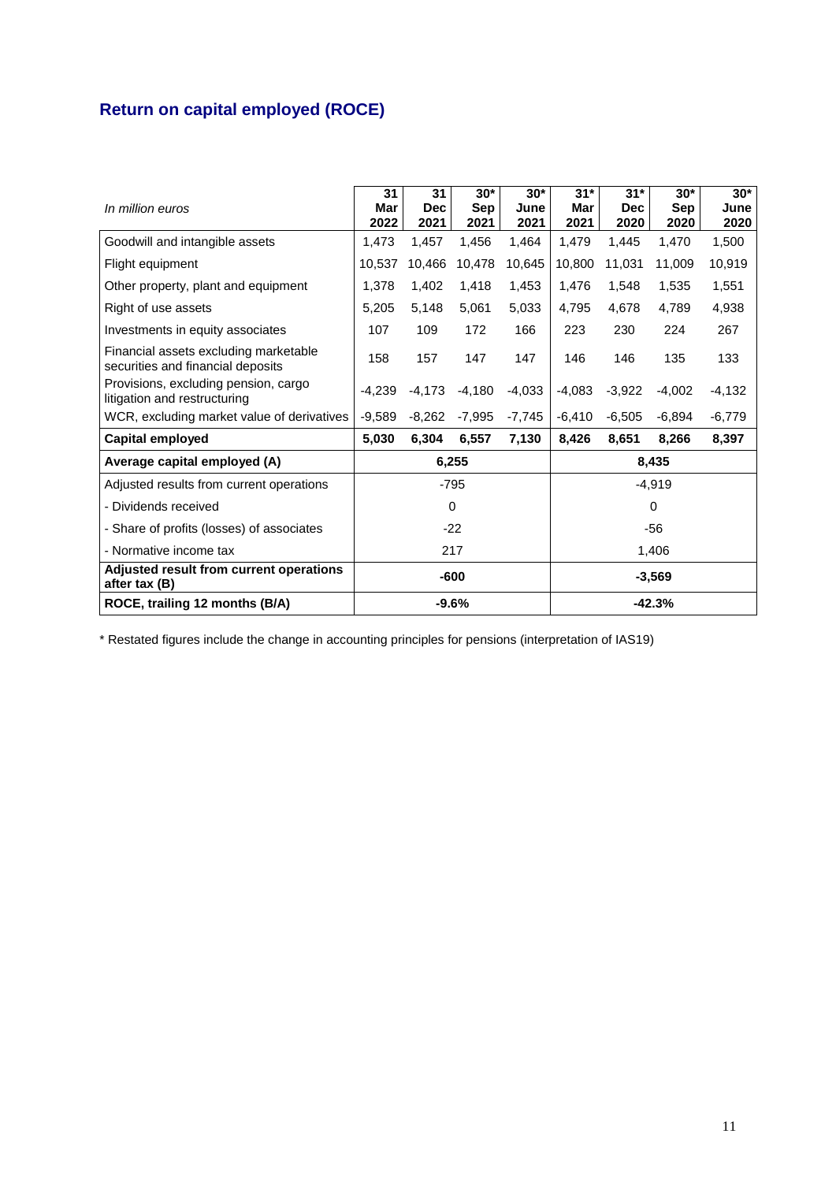## Return on capital employed (ROCE)

| *In million euros* | 31 Mar 2022 | 31 Dec 2021 | 30* Sep 2021 | 30* June 2021 | 31* Mar 2021 | 31* Dec 2020 | 30* Sep 2020 | 30* June 2020 |
|---|---|---|---|---|---|---|---|---|
| Goodwill and intangible assets | 1,473 | 1,457 | 1,456 | 1,464 | 1,479 | 1,445 | 1,470 | 1,500 |
| Flight equipment | 10,537 | 10,466 | 10,478 | 10,645 | 10,800 | 11,031 | 11,009 | 10,919 |
| Other property, plant and equipment | 1,378 | 1,402 | 1,418 | 1,453 | 1,476 | 1,548 | 1,535 | 1,551 |
| Right of use assets | 5,205 | 5,148 | 5,061 | 5,033 | 4,795 | 4,678 | 4,789 | 4,938 |
| Investments in equity associates | 107 | 109 | 172 | 166 | 223 | 230 | 224 | 267 |
| Financial assets excluding marketable securities and financial deposits | 158 | 157 | 147 | 147 | 146 | 146 | 135 | 133 |
| Provisions, excluding pension, cargo litigation and restructuring | -4,239 | -4,173 | -4,180 | -4,033 | -4,083 | -3,922 | -4,002 | -4,132 |
| WCR, excluding market value of derivatives | -9,589 | -8,262 | -7,995 | -7,745 | -6,410 | -6,505 | -6,894 | -6,779 |
| **Capital employed** | **5,030** | **6,304** | **6,557** | **7,130** | **8,426** | **8,651** | **8,266** | **8,397** |
| **Average capital employed (A)** | **6,255** | | | | **8,435** | | | |
| Adjusted results from current operations | -795 | | | | -4,919 | | | |
| - Dividends received | 0 | | | | 0 | | | |
| - Share of profits (losses) of associates | -22 | | | | -56 | | | |
| - Normative income tax | 217 | | | | 1,406 | | | |
| **Adjusted result from current operations after tax (B)** | **-600** | | | | **-3,569** | | | |
| **ROCE, trailing 12 months (B/A)** | **-9.6%** | | | | **-42.3%** | | | |

* Restated figures include the change in accounting principles for pensions (interpretation of IAS19)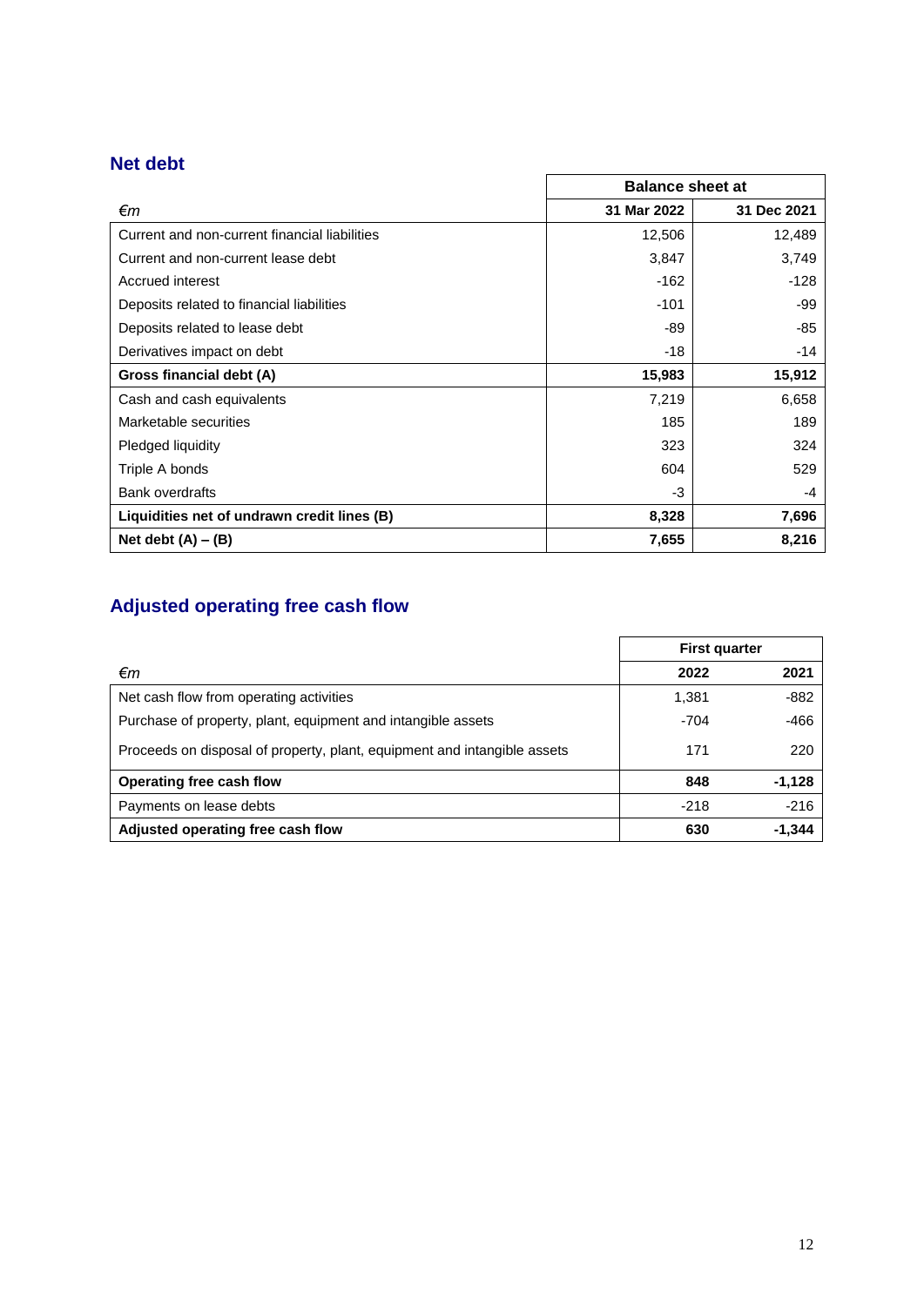## Net debt

| €m | Balance sheet at | |
|---|---|---|
| | **31 Mar 2022** | **31 Dec 2021** |
| Current and non-current financial liabilities | 12,506 | 12,489 |
| Current and non-current lease debt | 3,847 | 3,749 |
| Accrued interest | -162 | -128 |
| Deposits related to financial liabilities | -101 | -99 |
| Deposits related to lease debt | -89 | -85 |
| Derivatives impact on debt | -18 | -14 |
| **Gross financial debt (A)** | **15,983** | **15,912** |
| Cash and cash equivalents | 7,219 | 6,658 |
| Marketable securities | 185 | 189 |
| Pledged liquidity | 323 | 324 |
| Triple A bonds | 604 | 529 |
| Bank overdrafts | -3 | -4 |
| **Liquidities net of undrawn credit lines (B)** | **8,328** | **7,696** |
| **Net debt (A) – (B)** | **7,655** | **8,216** |

## Adjusted operating free cash flow

| €m | First quarter | |
|---|---|---|
| | **2022** | **2021** |
| Net cash flow from operating activities | 1,381 | -882 |
| Purchase of property, plant, equipment and intangible assets | -704 | -466 |
| Proceeds on disposal of property, plant, equipment and intangible assets | 171 | 220 |
| **Operating free cash flow** | **848** | **-1,128** |
| Payments on lease debts | -218 | -216 |
| **Adjusted operating free cash flow** | **630** | **-1,344** |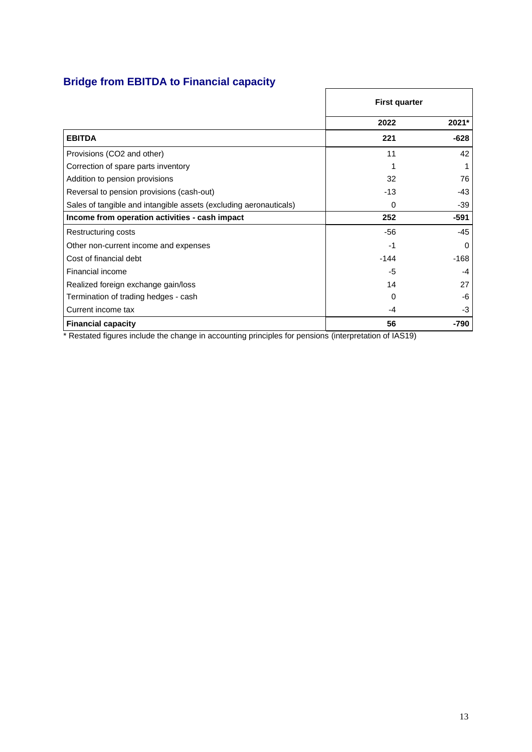## Bridge from EBITDA to Financial capacity

| | First quarter | |
|---|---|---|
| | 2022 | 2021* |
| **EBITDA** | **221** | **-628** |
| Provisions (CO2 and other) | 11 | 42 |
| Correction of spare parts inventory | 1 | 1 |
| Addition to pension provisions | 32 | 76 |
| Reversal to pension provisions (cash-out) | -13 | -43 |
| Sales of tangible and intangible assets (excluding aeronauticals) | 0 | -39 |
| **Income from operation activities - cash impact** | **252** | **-591** |
| Restructuring costs | -56 | -45 |
| Other non-current income and expenses | -1 | 0 |
| Cost of financial debt | -144 | -168 |
| Financial income | -5 | -4 |
| Realized foreign exchange gain/loss | 14 | 27 |
| Termination of trading hedges - cash | 0 | -6 |
| Current income tax | -4 | -3 |
| **Financial capacity** | **56** | **-790** |

* Restated figures include the change in accounting principles for pensions (interpretation of IAS19)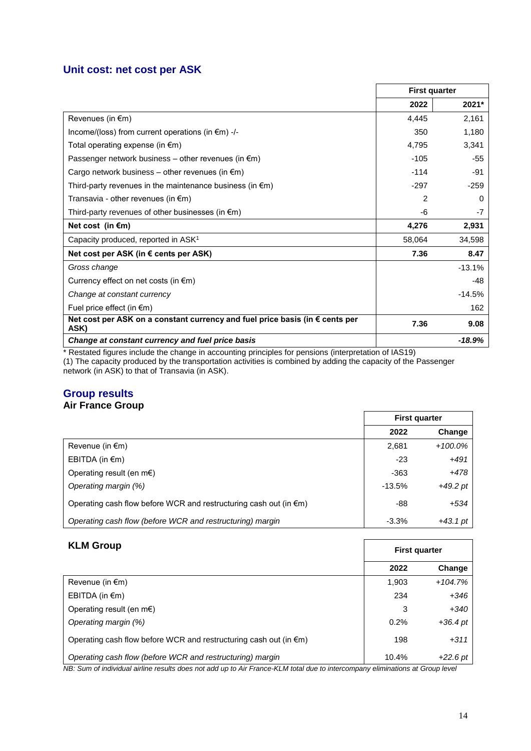## Unit cost: net cost per ASK

| | First quarter | |
|---|---|---|
| | **2022** | **2021*** |
| Revenues (in €m) | 4,445 | 2,161 |
| Income/(loss) from current operations (in €m) -/- | 350 | 1,180 |
| Total operating expense (in €m) | 4,795 | 3,341 |
| Passenger network business – other revenues (in €m) | -105 | -55 |
| Cargo network business – other revenues (in €m) | -114 | -91 |
| Third-party revenues in the maintenance business (in €m) | -297 | -259 |
| Transavia - other revenues (in €m) | 2 | 0 |
| Third-party revenues of other businesses (in €m) | -6 | -7 |
| **Net cost (in €m)** | **4,276** | **2,931** |
| Capacity produced, reported in ASK[1] | 58,064 | 34,598 |
| **Net cost per ASK (in € cents per ASK)** | **7.36** | **8.47** |
| *Gross change* | | -13.1% |
| Currency effect on net costs (in €m) | | -48 |
| *Change at constant currency* | | -14.5% |
| Fuel price effect (in €m) | | 162 |
| **Net cost per ASK on a constant currency and fuel price basis (in € cents per ASK)** | **7.36** | **9.08** |
| ***Change at constant currency and fuel price basis*** | | ***-18.9%*** |

* Restated figures include the change in accounting principles for pensions (interpretation of IAS19)
(1) The capacity produced by the transportation activities is combined by adding the capacity of the Passenger network (in ASK) to that of Transavia (in ASK).

## Group results

### Air France Group

| | First quarter | |
|---|---|---|
| | **2022** | **Change** |
| Revenue (in €m) | 2,681 | *+100.0%* |
| EBITDA (in €m) | -23 | *+491* |
| Operating result (en m€) | -363 | *+478* |
| *Operating margin (%)* | -13.5% | *+49.2 pt* |
| Operating cash flow before WCR and restructuring cash out (in €m) | -88 | *+534* |
| *Operating cash flow (before WCR and restructuring) margin* | -3.3% | *+43.1 pt* |

### KLM Group

| | First quarter | |
|---|---|---|
| | **2022** | **Change** |
| Revenue (in €m) | 1,903 | *+104.7%* |
| EBITDA (in €m) | 234 | *+346* |
| Operating result (en m€) | 3 | *+340* |
| *Operating margin (%)* | 0.2% | *+36.4 pt* |
| Operating cash flow before WCR and restructuring cash out (in €m) | 198 | *+311* |
| *Operating cash flow (before WCR and restructuring) margin* | 10.4% | *+22.6 pt* |

*NB: Sum of individual airline results does not add up to Air France-KLM total due to intercompany eliminations at Group level*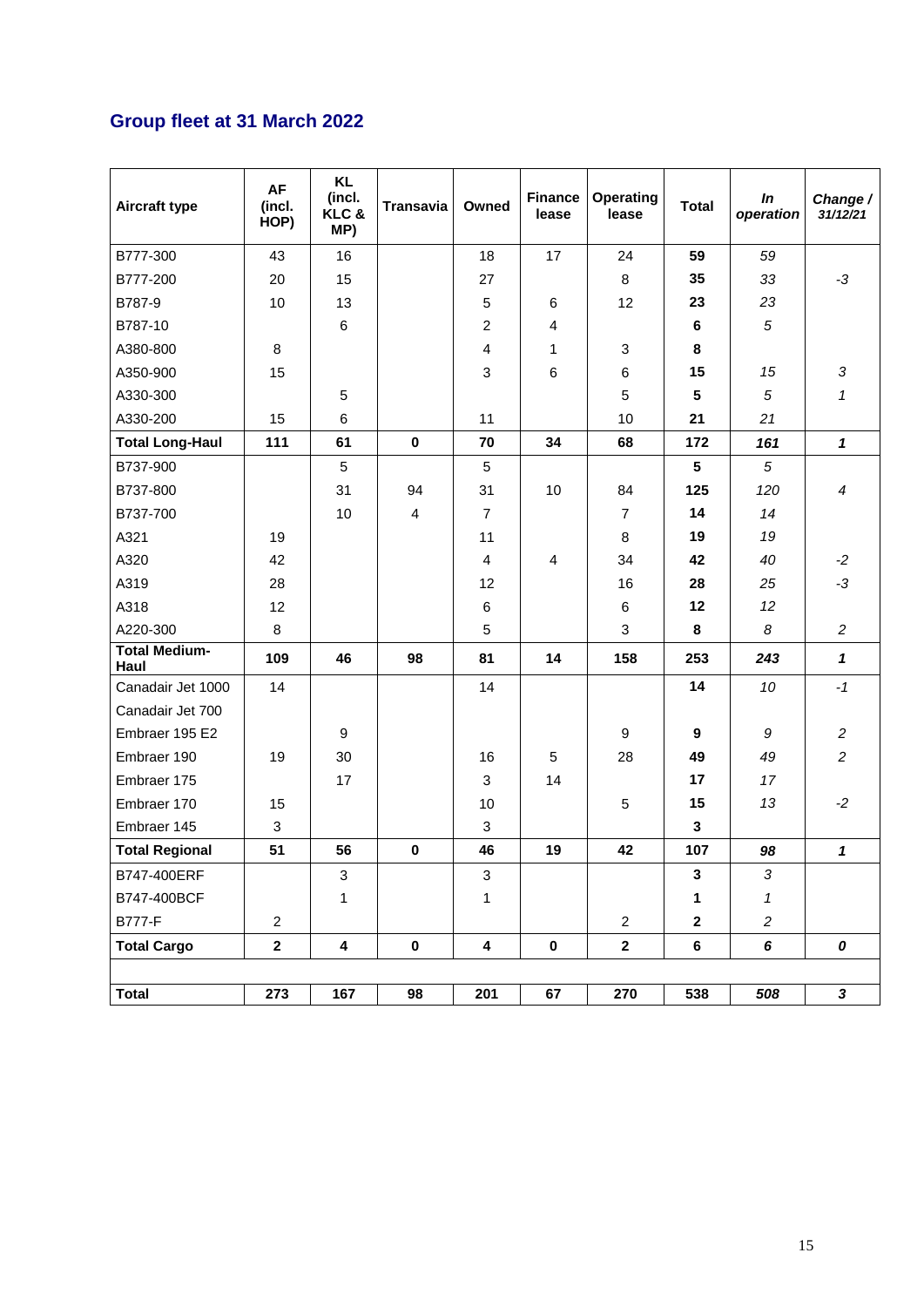## Group fleet at 31 March 2022

| Aircraft type | AF (incl. HOP) | KL (incl. KLC & MP) | Transavia | Owned | Finance lease | Operating lease | Total | In operation | Change / 31/12/21 |
|---|---|---|---|---|---|---|---|---|---|
| B777-300 | 43 | 16 | | 18 | 17 | 24 | **59** | *59* | |
| B777-200 | 20 | 15 | | 27 | | 8 | **35** | *33* | *-3* |
| B787-9 | 10 | 13 | | 5 | 6 | 12 | **23** | *23* | |
| B787-10 | | 6 | | 2 | 4 | | **6** | *5* | |
| A380-800 | 8 | | | 4 | 1 | 3 | **8** | | |
| A350-900 | 15 | | | 3 | 6 | 6 | **15** | *15* | *3* |
| A330-300 | | 5 | | | | 5 | **5** | *5* | *1* |
| A330-200 | 15 | 6 | | 11 | | 10 | **21** | *21* | |
| **Total Long-Haul** | **111** | **61** | **0** | **70** | **34** | **68** | **172** | ***161*** | ***1*** |
| B737-900 | | 5 | | 5 | | | **5** | *5* | |
| B737-800 | | 31 | 94 | 31 | 10 | 84 | **125** | *120* | *4* |
| B737-700 | | 10 | 4 | 7 | | 7 | **14** | *14* | |
| A321 | 19 | | | 11 | | 8 | **19** | *19* | |
| A320 | 42 | | | 4 | 4 | 34 | **42** | *40* | *-2* |
| A319 | 28 | | | 12 | | 16 | **28** | *25* | *-3* |
| A318 | 12 | | | 6 | | 6 | **12** | *12* | |
| A220-300 | 8 | | | 5 | | 3 | **8** | *8* | *2* |
| **Total Medium-Haul** | **109** | **46** | **98** | **81** | **14** | **158** | **253** | ***243*** | ***1*** |
| Canadair Jet 1000 | 14 | | | 14 | | | **14** | *10* | *-1* |
| Canadair Jet 700 | | | | | | | | | |
| Embraer 195 E2 | | 9 | | | | 9 | **9** | *9* | *2* |
| Embraer 190 | 19 | 30 | | 16 | 5 | 28 | **49** | *49* | *2* |
| Embraer 175 | | 17 | | 3 | 14 | | **17** | *17* | |
| Embraer 170 | 15 | | | 10 | | 5 | **15** | *13* | *-2* |
| Embraer 145 | 3 | | | 3 | | | **3** | | |
| **Total Regional** | **51** | **56** | **0** | **46** | **19** | **42** | **107** | ***98*** | ***1*** |
| B747-400ERF | | 3 | | 3 | | | **3** | *3* | |
| B747-400BCF | | 1 | | 1 | | | **1** | *1* | |
| B777-F | 2 | | | | | 2 | **2** | *2* | |
| **Total Cargo** | **2** | **4** | **0** | **4** | **0** | **2** | **6** | ***6*** | ***0*** |
| | | | | | | | | | |
| **Total** | **273** | **167** | **98** | **201** | **67** | **270** | **538** | ***508*** | ***3*** |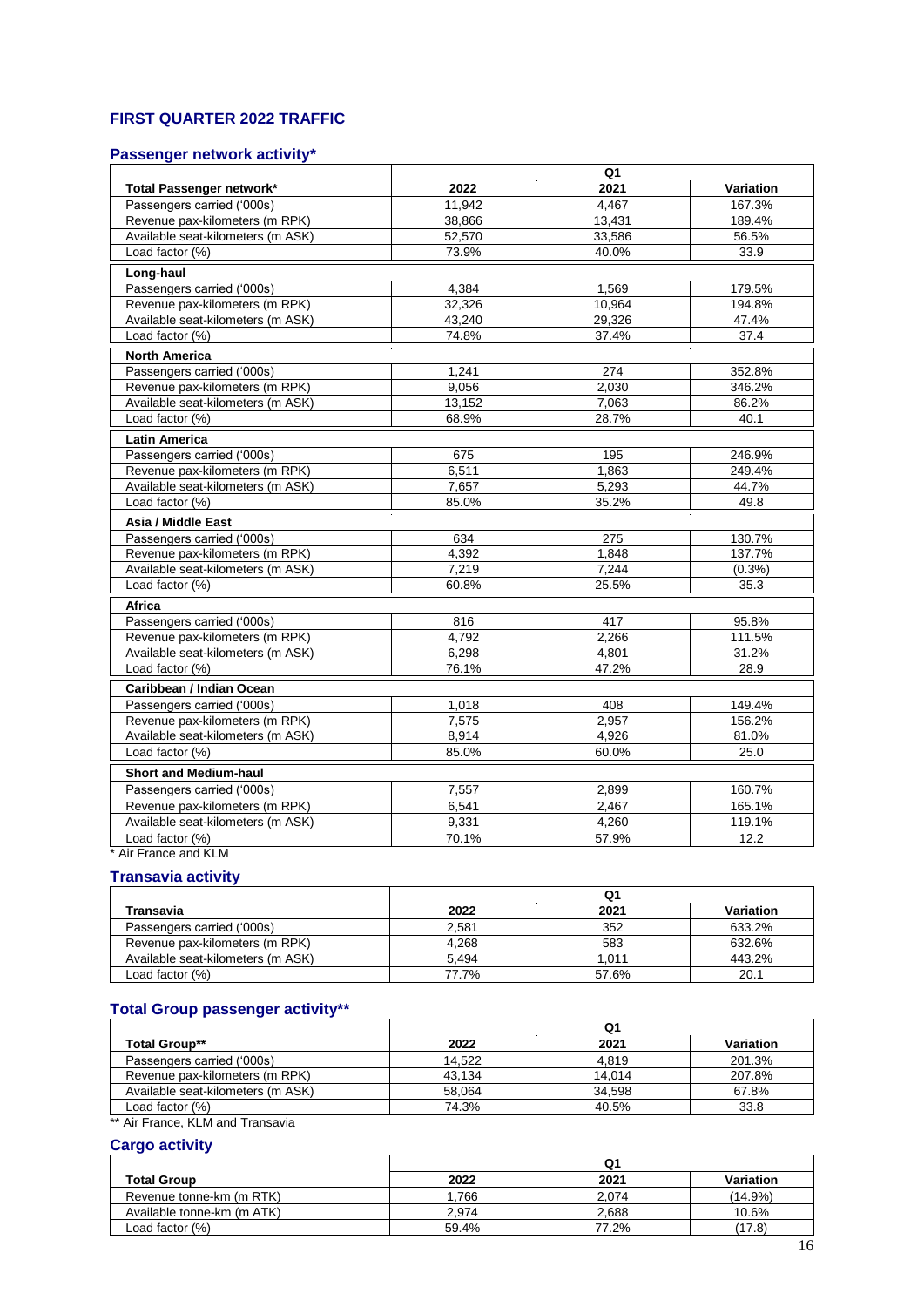## FIRST QUARTER 2022 TRAFFIC

### Passenger network activity*

| | Q1 | | |
|---|---|---|---|
| **Total Passenger network*** | **2022** | **2021** | **Variation** |
| Passengers carried ('000s) | 11,942 | 4,467 | 167.3% |
| Revenue pax-kilometers (m RPK) | 38,866 | 13,431 | 189.4% |
| Available seat-kilometers (m ASK) | 52,570 | 33,586 | 56.5% |
| Load factor (%) | 73.9% | 40.0% | 33.9 |
| **Long-haul** | | | |
| Passengers carried ('000s) | 4,384 | 1,569 | 179.5% |
| Revenue pax-kilometers (m RPK) | 32,326 | 10,964 | 194.8% |
| Available seat-kilometers (m ASK) | 43,240 | 29,326 | 47.4% |
| Load factor (%) | 74.8% | 37.4% | 37.4 |
| **North America** | | | |
| Passengers carried ('000s) | 1,241 | 274 | 352.8% |
| Revenue pax-kilometers (m RPK) | 9,056 | 2,030 | 346.2% |
| Available seat-kilometers (m ASK) | 13,152 | 7,063 | 86.2% |
| Load factor (%) | 68.9% | 28.7% | 40.1 |
| **Latin America** | | | |
| Passengers carried ('000s) | 675 | 195 | 246.9% |
| Revenue pax-kilometers (m RPK) | 6,511 | 1,863 | 249.4% |
| Available seat-kilometers (m ASK) | 7,657 | 5,293 | 44.7% |
| Load factor (%) | 85.0% | 35.2% | 49.8 |
| **Asia / Middle East** | | | |
| Passengers carried ('000s) | 634 | 275 | 130.7% |
| Revenue pax-kilometers (m RPK) | 4,392 | 1,848 | 137.7% |
| Available seat-kilometers (m ASK) | 7,219 | 7,244 | (0.3%) |
| Load factor (%) | 60.8% | 25.5% | 35.3 |
| **Africa** | | | |
| Passengers carried ('000s) | 816 | 417 | 95.8% |
| Revenue pax-kilometers (m RPK) | 4,792 | 2,266 | 111.5% |
| Available seat-kilometers (m ASK) | 6,298 | 4,801 | 31.2% |
| Load factor (%) | 76.1% | 47.2% | 28.9 |
| **Caribbean / Indian Ocean** | | | |
| Passengers carried ('000s) | 1,018 | 408 | 149.4% |
| Revenue pax-kilometers (m RPK) | 7,575 | 2,957 | 156.2% |
| Available seat-kilometers (m ASK) | 8,914 | 4,926 | 81.0% |
| Load factor (%) | 85.0% | 60.0% | 25.0 |
| **Short and Medium-haul** | | | |
| Passengers carried ('000s) | 7,557 | 2,899 | 160.7% |
| Revenue pax-kilometers (m RPK) | 6,541 | 2,467 | 165.1% |
| Available seat-kilometers (m ASK) | 9,331 | 4,260 | 119.1% |
| Load factor (%) | 70.1% | 57.9% | 12.2 |

\* Air France and KLM

### Transavia activity

| | Q1 | | |
|---|---|---|---|
| **Transavia** | **2022** | **2021** | **Variation** |
| Passengers carried ('000s) | 2,581 | 352 | 633.2% |
| Revenue pax-kilometers (m RPK) | 4,268 | 583 | 632.6% |
| Available seat-kilometers (m ASK) | 5,494 | 1,011 | 443.2% |
| Load factor (%) | 77.7% | 57.6% | 20.1 |

### Total Group passenger activity**

| | Q1 | | |
|---|---|---|---|
| **Total Group**** | **2022** | **2021** | **Variation** |
| Passengers carried ('000s) | 14,522 | 4,819 | 201.3% |
| Revenue pax-kilometers (m RPK) | 43,134 | 14,014 | 207.8% |
| Available seat-kilometers (m ASK) | 58,064 | 34,598 | 67.8% |
| Load factor (%) | 74.3% | 40.5% | 33.8 |

** Air France, KLM and Transavia

### Cargo activity

| | Q1 | | |
|---|---|---|---|
| **Total Group** | **2022** | **2021** | **Variation** |
| Revenue tonne-km (m RTK) | 1,766 | 2,074 | (14.9%) |
| Available tonne-km (m ATK) | 2,974 | 2,688 | 10.6% |
| Load factor (%) | 59.4% | 77.2% | (17.8) |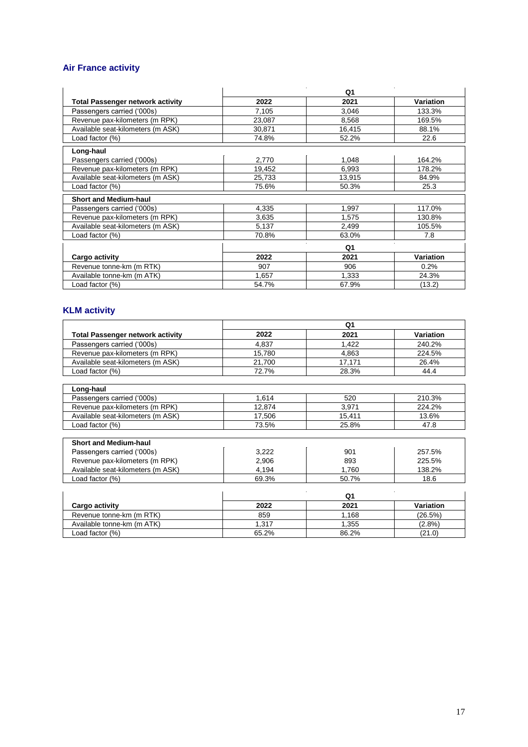## Air France activity

| | Q1 | | |
|---|---|---|---|
| **Total Passenger network activity** | **2022** | **2021** | **Variation** |
| Passengers carried ('000s) | 7,105 | 3,046 | 133.3% |
| Revenue pax-kilometers (m RPK) | 23,087 | 8,568 | 169.5% |
| Available seat-kilometers (m ASK) | 30,871 | 16,415 | 88.1% |
| Load factor (%) | 74.8% | 52.2% | 22.6 |
| **Long-haul** | | | |
| Passengers carried ('000s) | 2,770 | 1,048 | 164.2% |
| Revenue pax-kilometers (m RPK) | 19,452 | 6,993 | 178.2% |
| Available seat-kilometers (m ASK) | 25,733 | 13,915 | 84.9% |
| Load factor (%) | 75.6% | 50.3% | 25.3 |
| **Short and Medium-haul** | | | |
| Passengers carried ('000s) | 4,335 | 1,997 | 117.0% |
| Revenue pax-kilometers (m RPK) | 3,635 | 1,575 | 130.8% |
| Available seat-kilometers (m ASK) | 5,137 | 2,499 | 105.5% |
| Load factor (%) | 70.8% | 63.0% | 7.8 |

| | Q1 | | |
|---|---|---|---|
| **Cargo activity** | **2022** | **2021** | **Variation** |
| Revenue tonne-km (m RTK) | 907 | 906 | 0.2% |
| Available tonne-km (m ATK) | 1,657 | 1,333 | 24.3% |
| Load factor (%) | 54.7% | 67.9% | (13.2) |

## KLM activity

| | Q1 | | |
|---|---|---|---|
| **Total Passenger network activity** | **2022** | **2021** | **Variation** |
| Passengers carried ('000s) | 4,837 | 1,422 | 240.2% |
| Revenue pax-kilometers (m RPK) | 15,780 | 4,863 | 224.5% |
| Available seat-kilometers (m ASK) | 21,700 | 17,171 | 26.4% |
| Load factor (%) | 72.7% | 28.3% | 44.4 |
| **Long-haul** | | | |
| Passengers carried ('000s) | 1,614 | 520 | 210.3% |
| Revenue pax-kilometers (m RPK) | 12,874 | 3,971 | 224.2% |
| Available seat-kilometers (m ASK) | 17,506 | 15,411 | 13.6% |
| Load factor (%) | 73.5% | 25.8% | 47.8 |
| **Short and Medium-haul** | | | |
| Passengers carried ('000s) | 3,222 | 901 | 257.5% |
| Revenue pax-kilometers (m RPK) | 2,906 | 893 | 225.5% |
| Available seat-kilometers (m ASK) | 4,194 | 1,760 | 138.2% |
| Load factor (%) | 69.3% | 50.7% | 18.6 |

| | Q1 | | |
|---|---|---|---|
| **Cargo activity** | **2022** | **2021** | **Variation** |
| Revenue tonne-km (m RTK) | 859 | 1,168 | (26.5%) |
| Available tonne-km (m ATK) | 1,317 | 1,355 | (2.8%) |
| Load factor (%) | 65.2% | 86.2% | (21.0) |